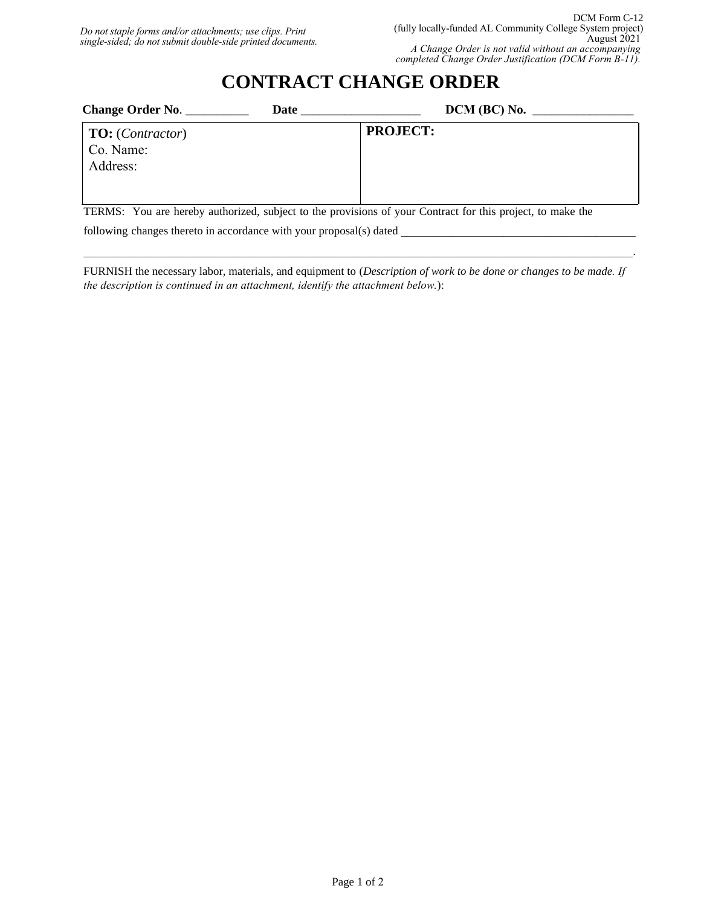*Do not staple forms and/or attachments; use clips. Print single-sided; do not submit double-side printed documents.*

DCM Form C-12
(fully locally-funded AL Community College System project)
August 2021
*A Change Order is not valid without an accompanying completed Change Order Justification (DCM Form B-11).*

# CONTRACT CHANGE ORDER

**Change Order No**. __________ **Date** ___________________ **DCM (BC) No.** ________________

| **TO:** (*Contractor*)<br>Co. Name:<br>Address: | **PROJECT:** |
|---|---|

TERMS: You are hereby authorized, subject to the provisions of your Contract for this project, to make the following changes thereto in accordance with your proposal(s) dated _________________________________________

_____________________________________________________________________________________________.

FURNISH the necessary labor, materials, and equipment to (*Description of work to be done or changes to be made. If the description is continued in an attachment, identify the attachment below.*):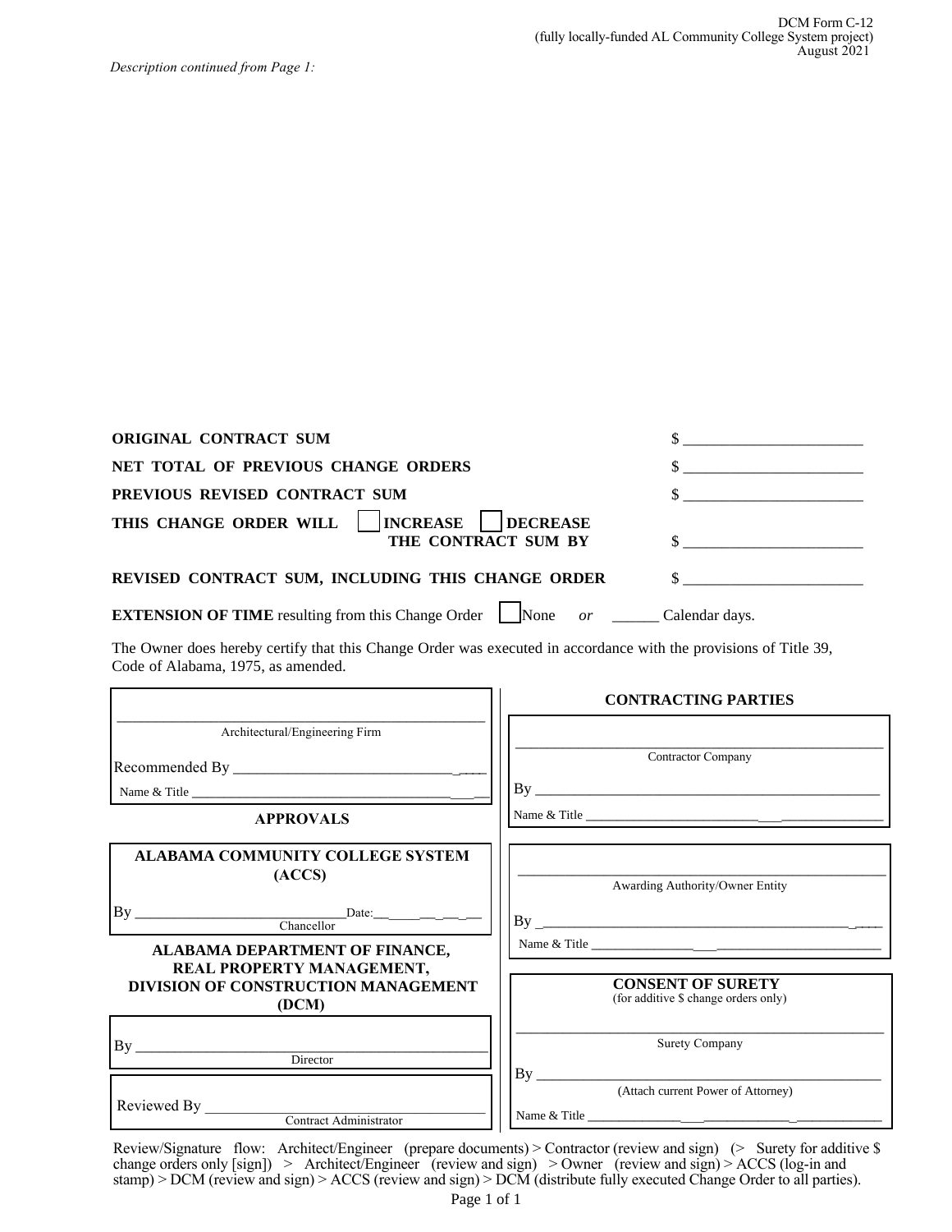DCM Form C-12
(fully locally-funded AL Community College System project)
August 2021

*Description continued from Page 1:*

| | |
|---|---|
| **ORIGINAL CONTRACT SUM** | $ ______________________ |
| **NET TOTAL OF PREVIOUS CHANGE ORDERS** | $ ______________________ |
| **PREVIOUS REVISED CONTRACT SUM** | $ ______________________ |
| **THIS CHANGE ORDER WILL** ☐ **INCREASE** ☐ **DECREASE THE CONTRACT SUM BY** | $ ______________________ |
| **REVISED CONTRACT SUM, INCLUDING THIS CHANGE ORDER** | $ ______________________ |

**EXTENSION OF TIME** resulting from this Change Order ☐ None *or* ______ Calendar days.

The Owner does hereby certify that this Change Order was executed in accordance with the provisions of Title 39, Code of Alabama, 1975, as amended.

______________________________________________
Architectural/Engineering Firm

Recommended By ______________________________

Name & Title ________________________________

**APPROVALS**

**ALABAMA COMMUNITY COLLEGE SYSTEM (ACCS)**

By ____________________________ Date: __________
Chancellor

**ALABAMA DEPARTMENT OF FINANCE, REAL PROPERTY MANAGEMENT, DIVISION OF CONSTRUCTION MANAGEMENT (DCM)**

By ______________________________________________
Director

Reviewed By ____________________________________
Contract Administrator

**CONTRACTING PARTIES**

______________________________________________
Contractor Company

By ______________________________________________

Name & Title ____________________________________

______________________________________________
Awarding Authority/Owner Entity

By ______________________________________________

Name & Title ____________________________________

**CONSENT OF SURETY**
(for additive $ change orders only)

______________________________________________
Surety Company

By ______________________________________________
(Attach current Power of Attorney)

Name & Title ____________________________________

Review/Signature flow: Architect/Engineer (prepare documents) > Contractor (review and sign) (> Surety for additive $ change orders only [sign]) > Architect/Engineer (review and sign) > Owner (review and sign) > ACCS (log-in and stamp) > DCM (review and sign) > ACCS (review and sign) > DCM (distribute fully executed Change Order to all parties).